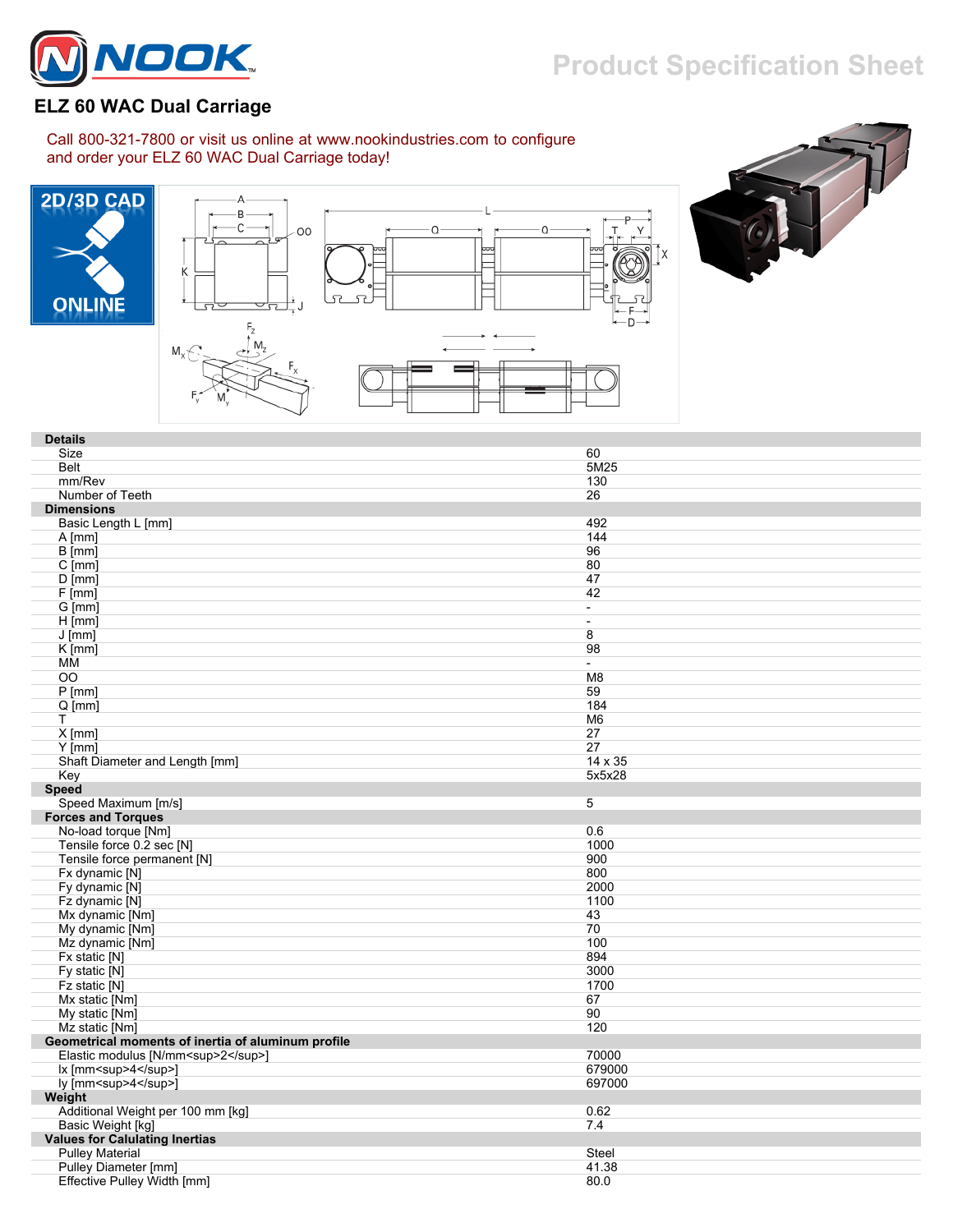# ELZ 60 WAC Dual Carriage

Call 800-321-7800 or visit us online at www.nookindustries.com to configure and order your ELZ 60 WAC Dual Carriage today!

2D/3D CAD ONLINE

| Details | |
|---|---|
| Size | 60 |
| Belt | 5M25 |
| mm/Rev | 130 |
| Number of Teeth | 26 |
| **Dimensions** | |
| Basic Length L [mm] | 492 |
| A [mm] | 144 |
| B [mm] | 96 |
| C [mm] | 80 |
| D [mm] | 47 |
| F [mm] | 42 |
| G [mm] | - |
| H [mm] | - |
| J [mm] | 8 |
| K [mm] | 98 |
| MM | - |
| OO | M8 |
| P [mm] | 59 |
| Q [mm] | 184 |
| T | M6 |
| X [mm] | 27 |
| Y [mm] | 27 |
| Shaft Diameter and Length [mm] | 14 x 35 |
| Key | 5x5x28 |
| **Speed** | |
| Speed Maximum [m/s] | 5 |
| **Forces and Torques** | |
| No-load torque [Nm] | 0.6 |
| Tensile force 0.2 sec [N] | 1000 |
| Tensile force permanent [N] | 900 |
| Fx dynamic [N] | 800 |
| Fy dynamic [N] | 2000 |
| Fz dynamic [N] | 1100 |
| Mx dynamic [Nm] | 43 |
| My dynamic [Nm] | 70 |
| Mz dynamic [Nm] | 100 |
| Fx static [N] | 894 |
| Fy static [N] | 3000 |
| Fz static [N] | 1700 |
| Mx static [Nm] | 67 |
| My static [Nm] | 90 |
| Mz static [Nm] | 120 |
| **Geometrical moments of inertia of aluminum profile** | |
| Elastic modulus [N/mm<sup>2</sup>] | 70000 |
| Ix [mm<sup>4</sup>] | 679000 |
| Iy [mm<sup>4</sup>] | 697000 |
| **Weight** | |
| Additional Weight per 100 mm [kg] | 0.62 |
| Basic Weight [kg] | 7.4 |
| **Values for Calulating Inertias** | |
| Pulley Material | Steel |
| Pulley Diameter [mm] | 41.38 |
| Effective Pulley Width [mm] | 80.0 |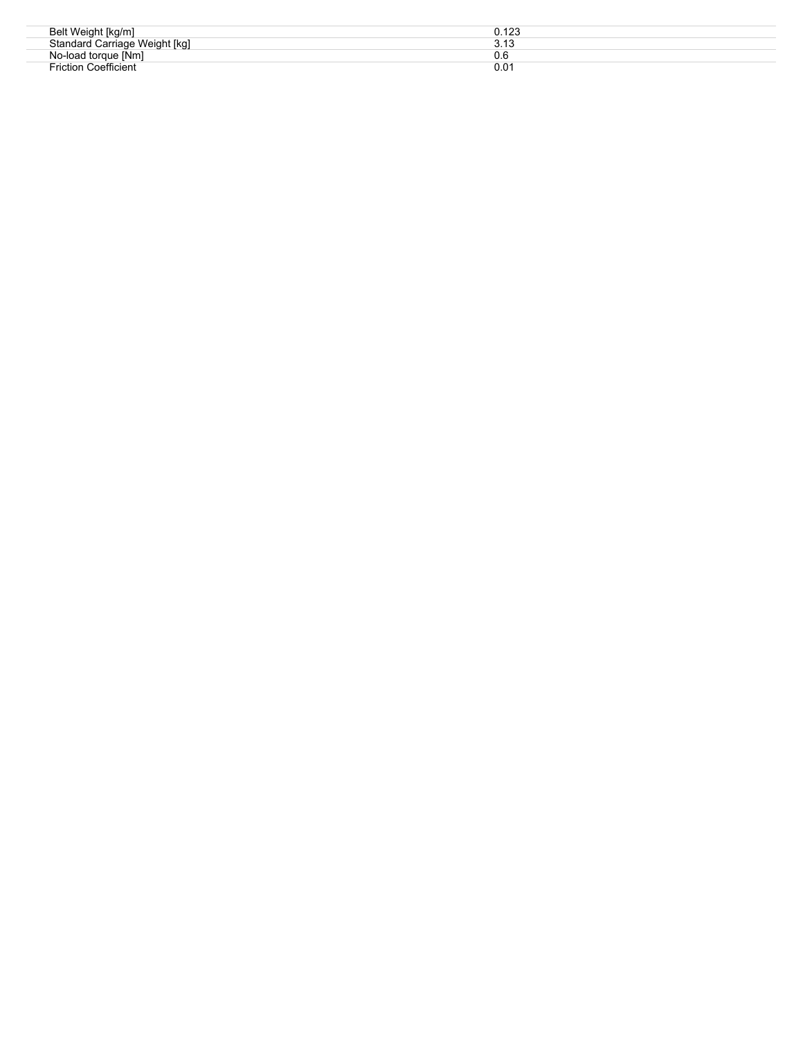| | |
|---|---|
| Belt Weight [kg/m] | 0.123 |
| Standard Carriage Weight [kg] | 3.13 |
| No-load torque [Nm] | 0.6 |
| Friction Coefficient | 0.01 |